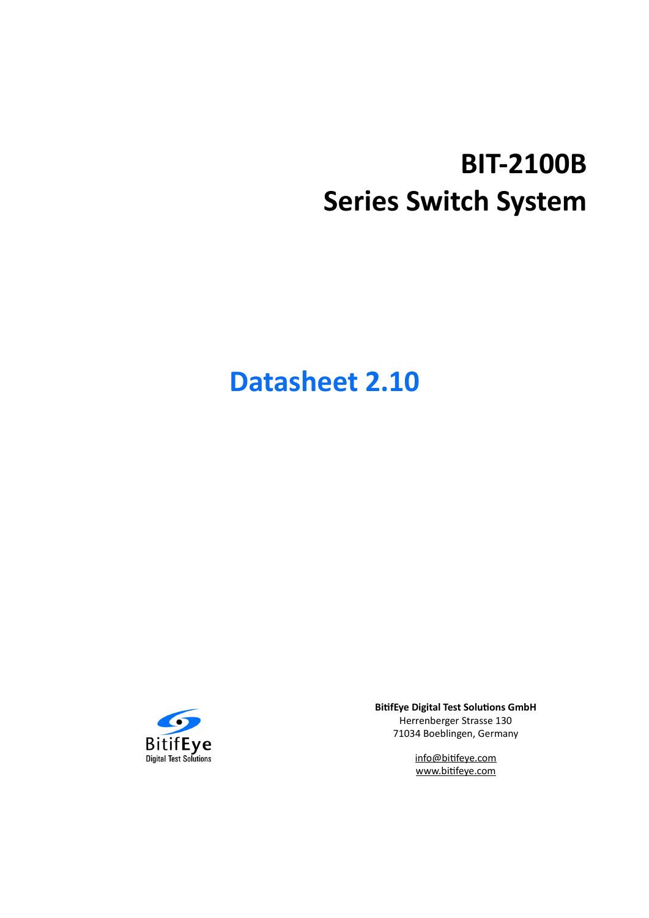# BIT-2100B
# Series Switch System

## Datasheet 2.10

BitifEye
Digital Test Solutions

**BitifEye Digital Test Solutions GmbH**
Herrenberger Strasse 130
71034 Boeblingen, Germany

info@bitifeye.com
www.bitifeye.com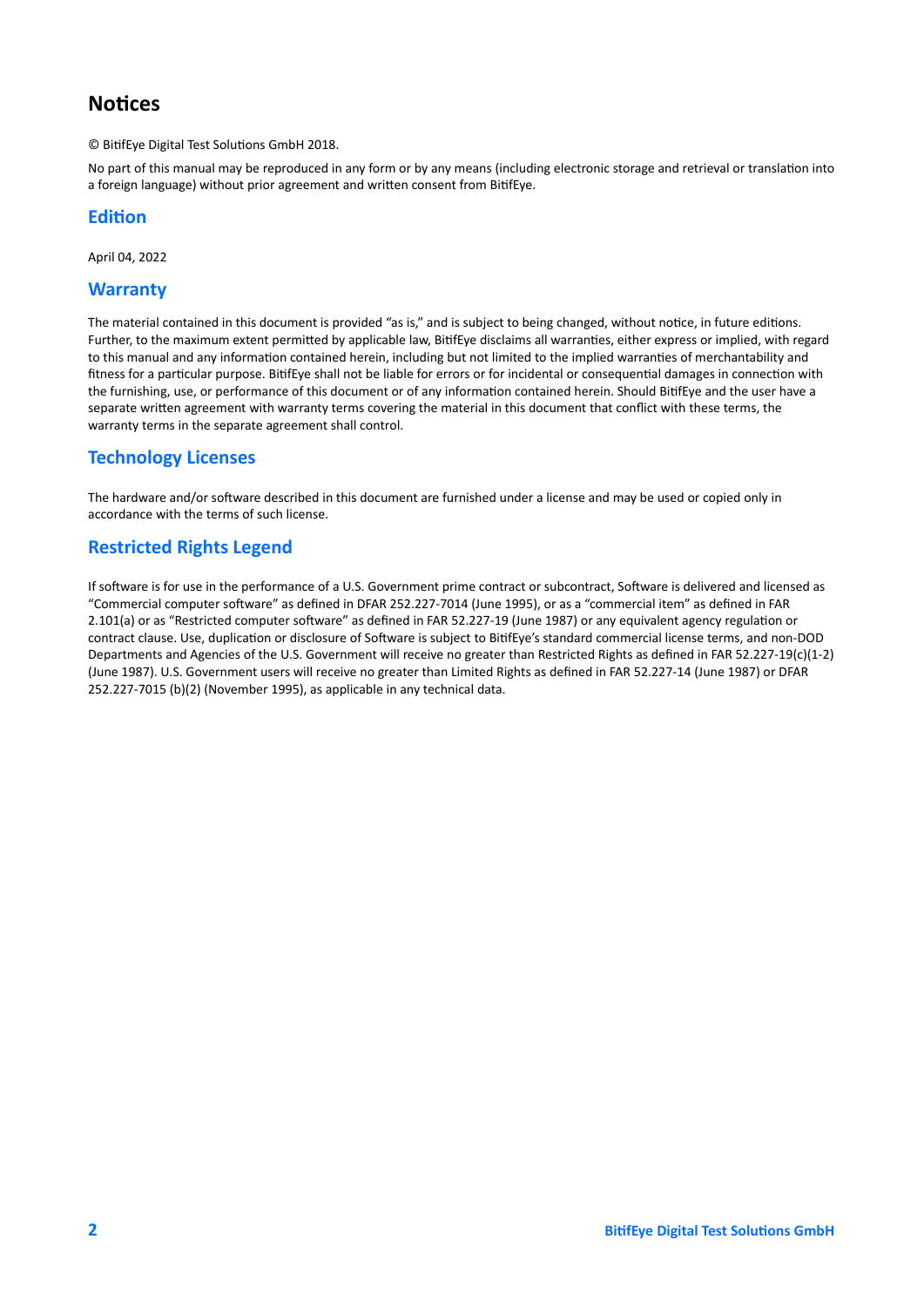# Notices

© BitifEye Digital Test Solutions GmbH 2018.

No part of this manual may be reproduced in any form or by any means (including electronic storage and retrieval or translation into a foreign language) without prior agreement and written consent from BitifEye.

## Edition

April 04, 2022

## Warranty

The material contained in this document is provided "as is," and is subject to being changed, without notice, in future editions. Further, to the maximum extent permitted by applicable law, BitifEye disclaims all warranties, either express or implied, with regard to this manual and any information contained herein, including but not limited to the implied warranties of merchantability and fitness for a particular purpose. BitifEye shall not be liable for errors or for incidental or consequential damages in connection with the furnishing, use, or performance of this document or of any information contained herein. Should BitifEye and the user have a separate written agreement with warranty terms covering the material in this document that conflict with these terms, the warranty terms in the separate agreement shall control.

## Technology Licenses

The hardware and/or software described in this document are furnished under a license and may be used or copied only in accordance with the terms of such license.

## Restricted Rights Legend

If software is for use in the performance of a U.S. Government prime contract or subcontract, Software is delivered and licensed as "Commercial computer software" as defined in DFAR 252.227-7014 (June 1995), or as a "commercial item" as defined in FAR 2.101(a) or as "Restricted computer software" as defined in FAR 52.227-19 (June 1987) or any equivalent agency regulation or contract clause. Use, duplication or disclosure of Software is subject to BitifEye's standard commercial license terms, and non-DOD Departments and Agencies of the U.S. Government will receive no greater than Restricted Rights as defined in FAR 52.227-19(c)(1-2) (June 1987). U.S. Government users will receive no greater than Limited Rights as defined in FAR 52.227-14 (June 1987) or DFAR 252.227-7015 (b)(2) (November 1995), as applicable in any technical data.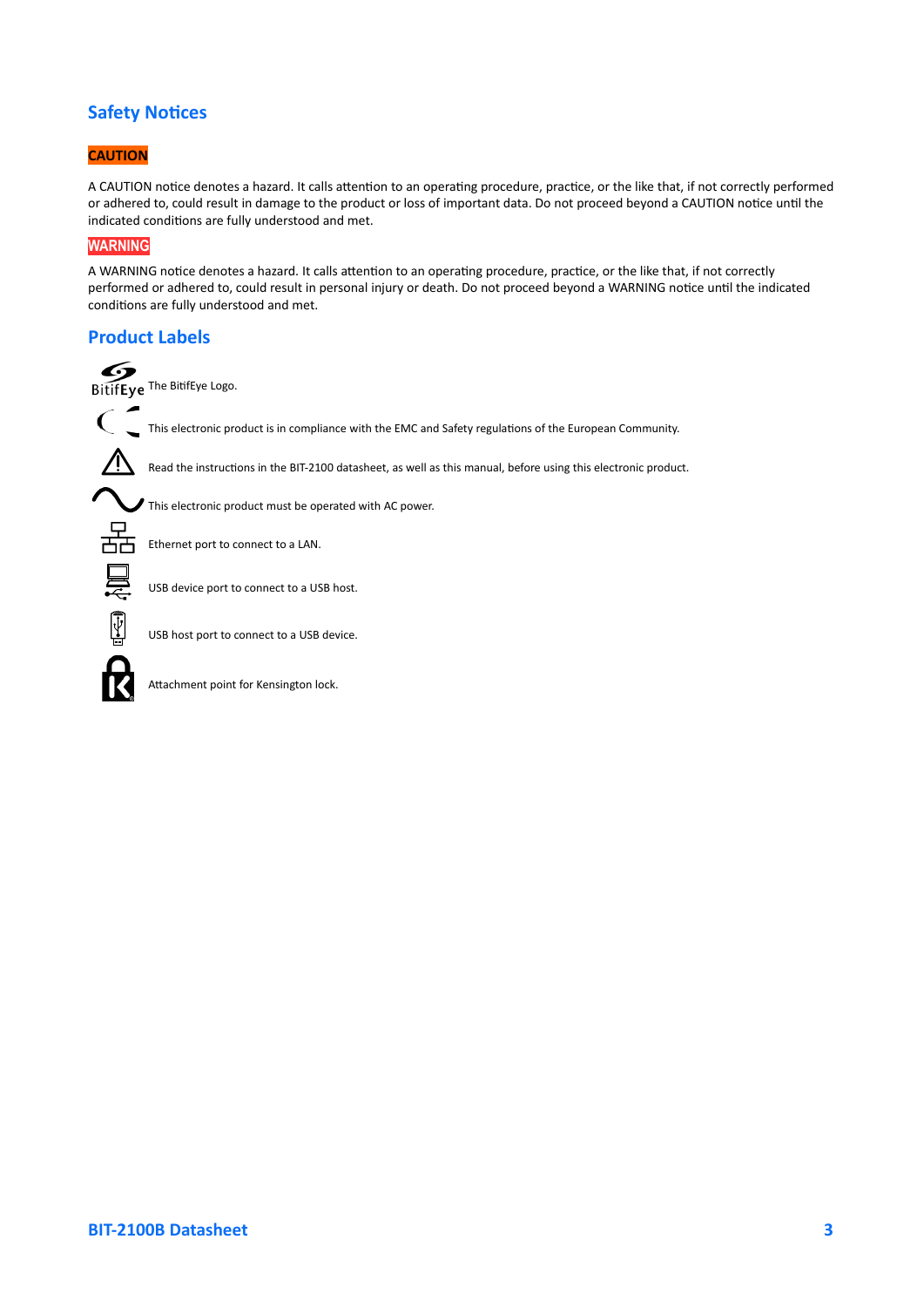## Safety Notices

**CAUTION**

A CAUTION notice denotes a hazard. It calls attention to an operating procedure, practice, or the like that, if not correctly performed or adhered to, could result in damage to the product or loss of important data. Do not proceed beyond a CAUTION notice until the indicated conditions are fully understood and met.

**WARNING**

A WARNING notice denotes a hazard. It calls attention to an operating procedure, practice, or the like that, if not correctly performed or adhered to, could result in personal injury or death. Do not proceed beyond a WARNING notice until the indicated conditions are fully understood and met.

## Product Labels

BitifEye The BitifEye Logo.

This electronic product is in compliance with the EMC and Safety regulations of the European Community.

Read the instructions in the BIT-2100 datasheet, as well as this manual, before using this electronic product.

This electronic product must be operated with AC power.

Ethernet port to connect to a LAN.

USB device port to connect to a USB host.

USB host port to connect to a USB device.

Attachment point for Kensington lock.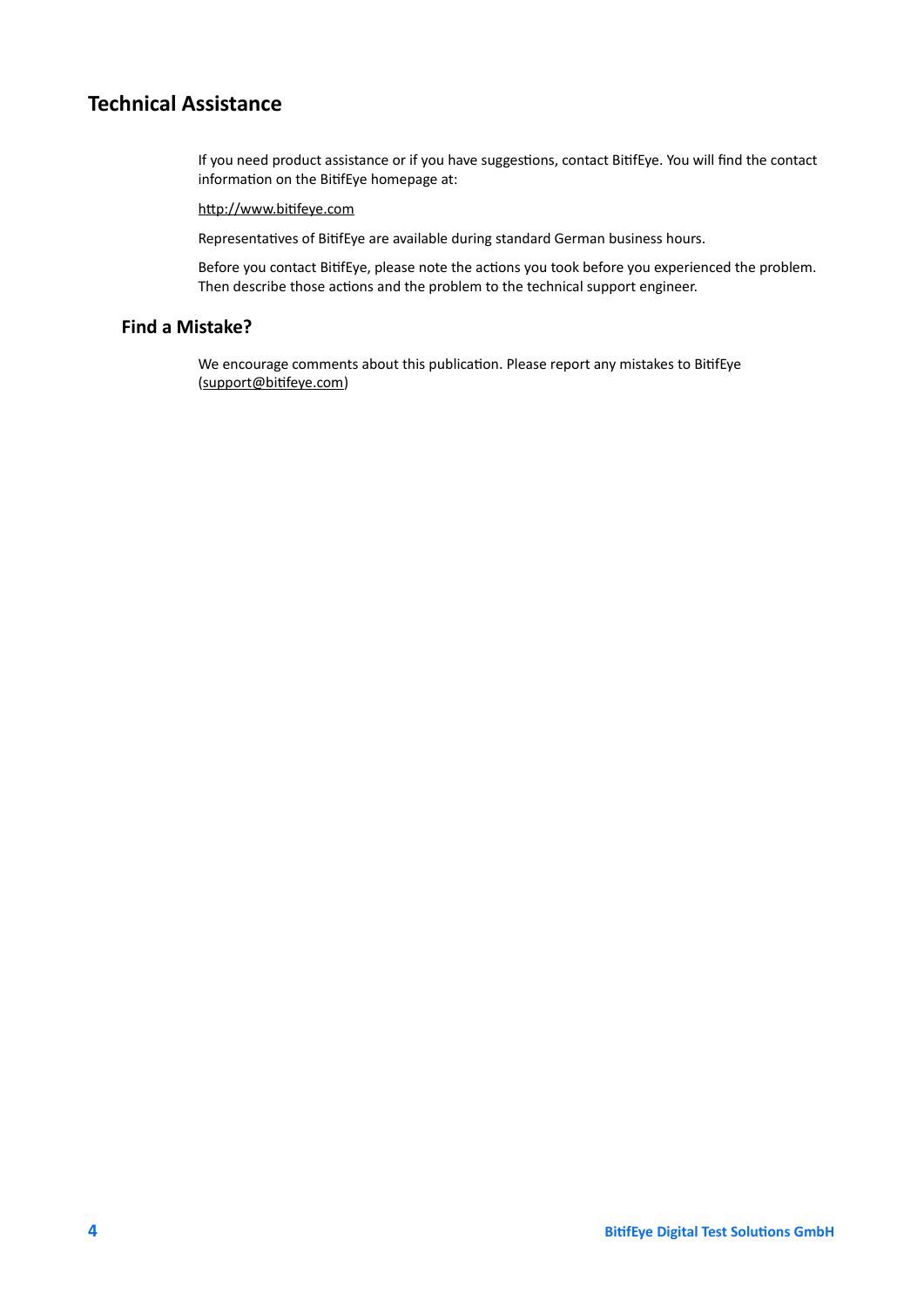# Technical Assistance

If you need product assistance or if you have suggestions, contact BitifEye. You will find the contact information on the BitifEye homepage at:

http://www.bitifeye.com

Representatives of BitifEye are available during standard German business hours.

Before you contact BitifEye, please note the actions you took before you experienced the problem. Then describe those actions and the problem to the technical support engineer.

## Find a Mistake?

We encourage comments about this publication. Please report any mistakes to BitifEye (support@bitifeye.com)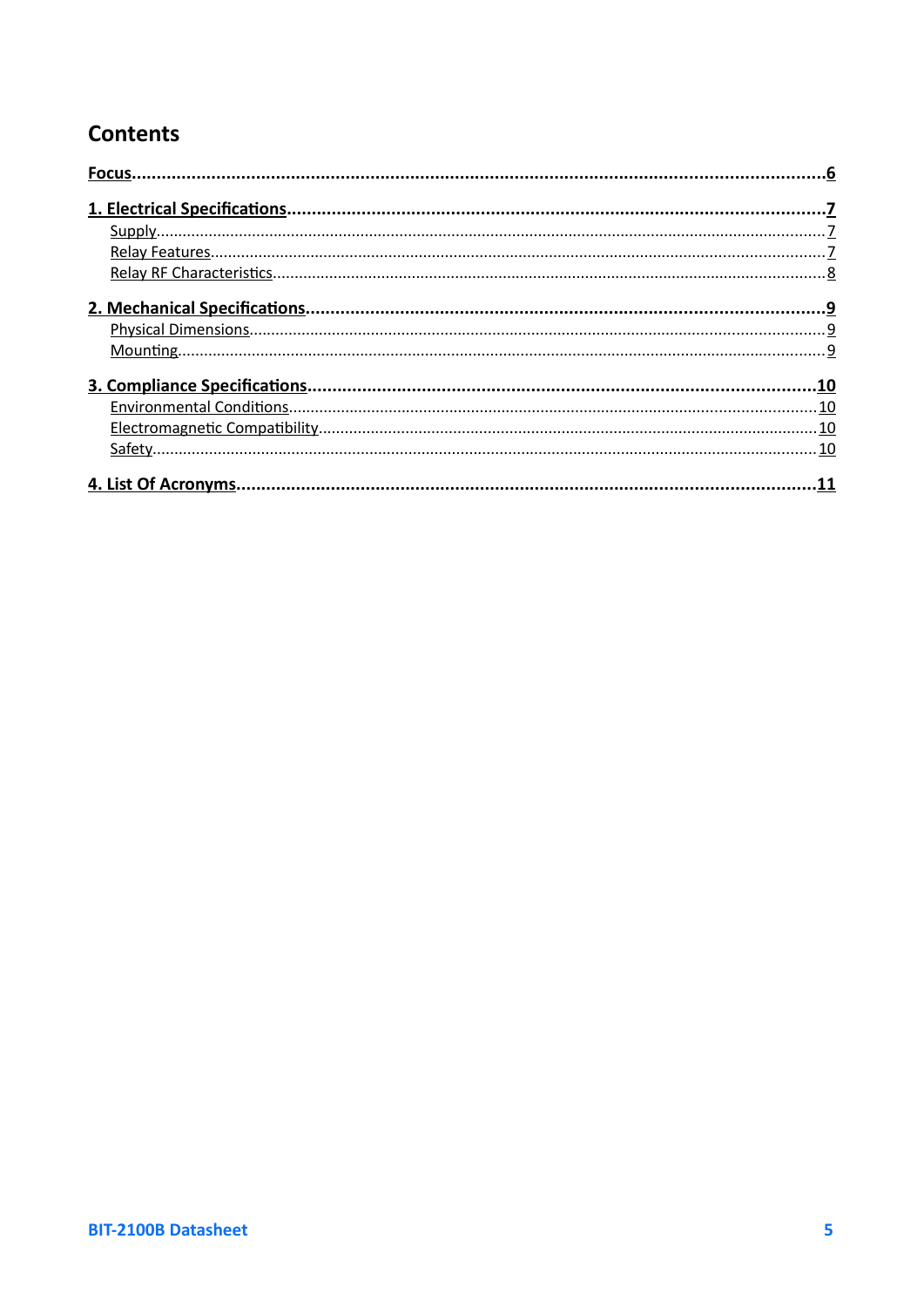# Contents

**Focus** .......... 6

**1. Electrical Specifications** .......... 7
- Supply .......... 7
- Relay Features .......... 7
- Relay RF Characteristics .......... 8

**2. Mechanical Specifications** .......... 9
- Physical Dimensions .......... 9
- Mounting .......... 9

**3. Compliance Specifications** .......... 10
- Environmental Conditions .......... 10
- Electromagnetic Compatibility .......... 10
- Safety .......... 10

**4. List Of Acronyms** .......... 11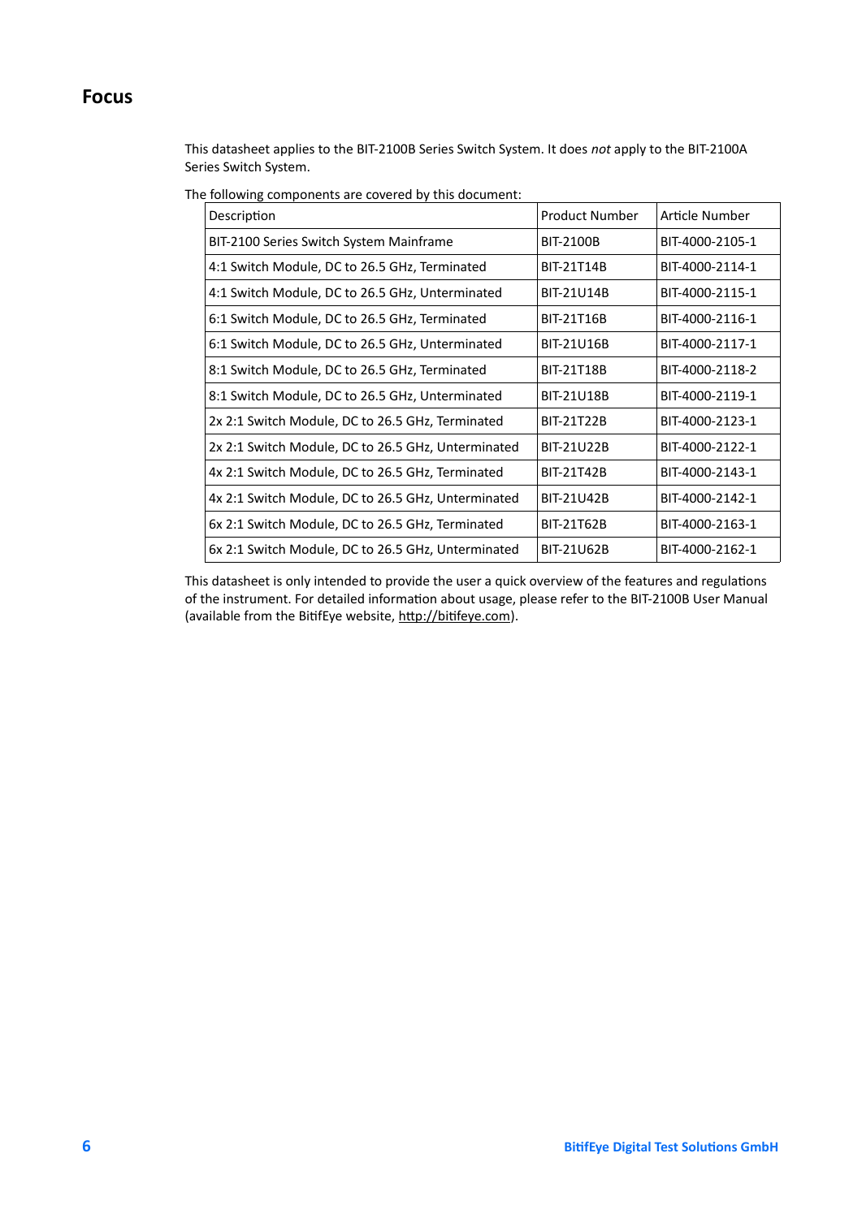# Focus

This datasheet applies to the BIT-2100B Series Switch System. It does *not* apply to the BIT-2100A Series Switch System.

The following components are covered by this document:

| Description | Product Number | Article Number |
|---|---|---|
| BIT-2100 Series Switch System Mainframe | BIT-2100B | BIT-4000-2105-1 |
| 4:1 Switch Module, DC to 26.5 GHz, Terminated | BIT-21T14B | BIT-4000-2114-1 |
| 4:1 Switch Module, DC to 26.5 GHz, Unterminated | BIT-21U14B | BIT-4000-2115-1 |
| 6:1 Switch Module, DC to 26.5 GHz, Terminated | BIT-21T16B | BIT-4000-2116-1 |
| 6:1 Switch Module, DC to 26.5 GHz, Unterminated | BIT-21U16B | BIT-4000-2117-1 |
| 8:1 Switch Module, DC to 26.5 GHz, Terminated | BIT-21T18B | BIT-4000-2118-2 |
| 8:1 Switch Module, DC to 26.5 GHz, Unterminated | BIT-21U18B | BIT-4000-2119-1 |
| 2x 2:1 Switch Module, DC to 26.5 GHz, Terminated | BIT-21T22B | BIT-4000-2123-1 |
| 2x 2:1 Switch Module, DC to 26.5 GHz, Unterminated | BIT-21U22B | BIT-4000-2122-1 |
| 4x 2:1 Switch Module, DC to 26.5 GHz, Terminated | BIT-21T42B | BIT-4000-2143-1 |
| 4x 2:1 Switch Module, DC to 26.5 GHz, Unterminated | BIT-21U42B | BIT-4000-2142-1 |
| 6x 2:1 Switch Module, DC to 26.5 GHz, Terminated | BIT-21T62B | BIT-4000-2163-1 |
| 6x 2:1 Switch Module, DC to 26.5 GHz, Unterminated | BIT-21U62B | BIT-4000-2162-1 |

This datasheet is only intended to provide the user a quick overview of the features and regulations of the instrument. For detailed information about usage, please refer to the BIT-2100B User Manual (available from the BitifEye website, http://bitifeye.com).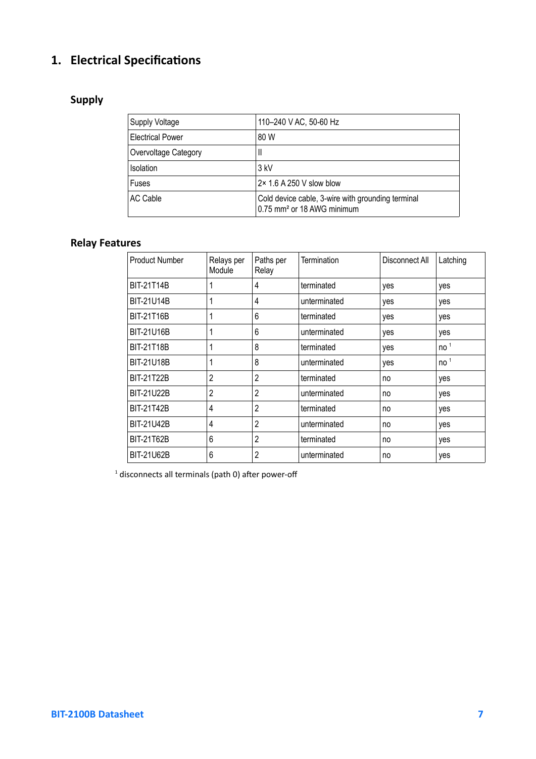# 1. Electrical Specifications

## Supply

| Supply Voltage | 110–240 V AC, 50-60 Hz |
|---|---|
| Electrical Power | 80 W |
| Overvoltage Category | II |
| Isolation | 3 kV |
| Fuses | 2× 1.6 A 250 V slow blow |
| AC Cable | Cold device cable, 3-wire with grounding terminal 0.75 mm² or 18 AWG minimum |

## Relay Features

| Product Number | Relays per Module | Paths per Relay | Termination | Disconnect All | Latching |
|---|---|---|---|---|---|
| BIT-21T14B | 1 | 4 | terminated | yes | yes |
| BIT-21U14B | 1 | 4 | unterminated | yes | yes |
| BIT-21T16B | 1 | 6 | terminated | yes | yes |
| BIT-21U16B | 1 | 6 | unterminated | yes | yes |
| BIT-21T18B | 1 | 8 | terminated | yes | no [1] |
| BIT-21U18B | 1 | 8 | unterminated | yes | no [1] |
| BIT-21T22B | 2 | 2 | terminated | no | yes |
| BIT-21U22B | 2 | 2 | unterminated | no | yes |
| BIT-21T42B | 4 | 2 | terminated | no | yes |
| BIT-21U42B | 4 | 2 | unterminated | no | yes |
| BIT-21T62B | 6 | 2 | terminated | no | yes |
| BIT-21U62B | 6 | 2 | unterminated | no | yes |

[1] disconnects all terminals (path 0) after power-off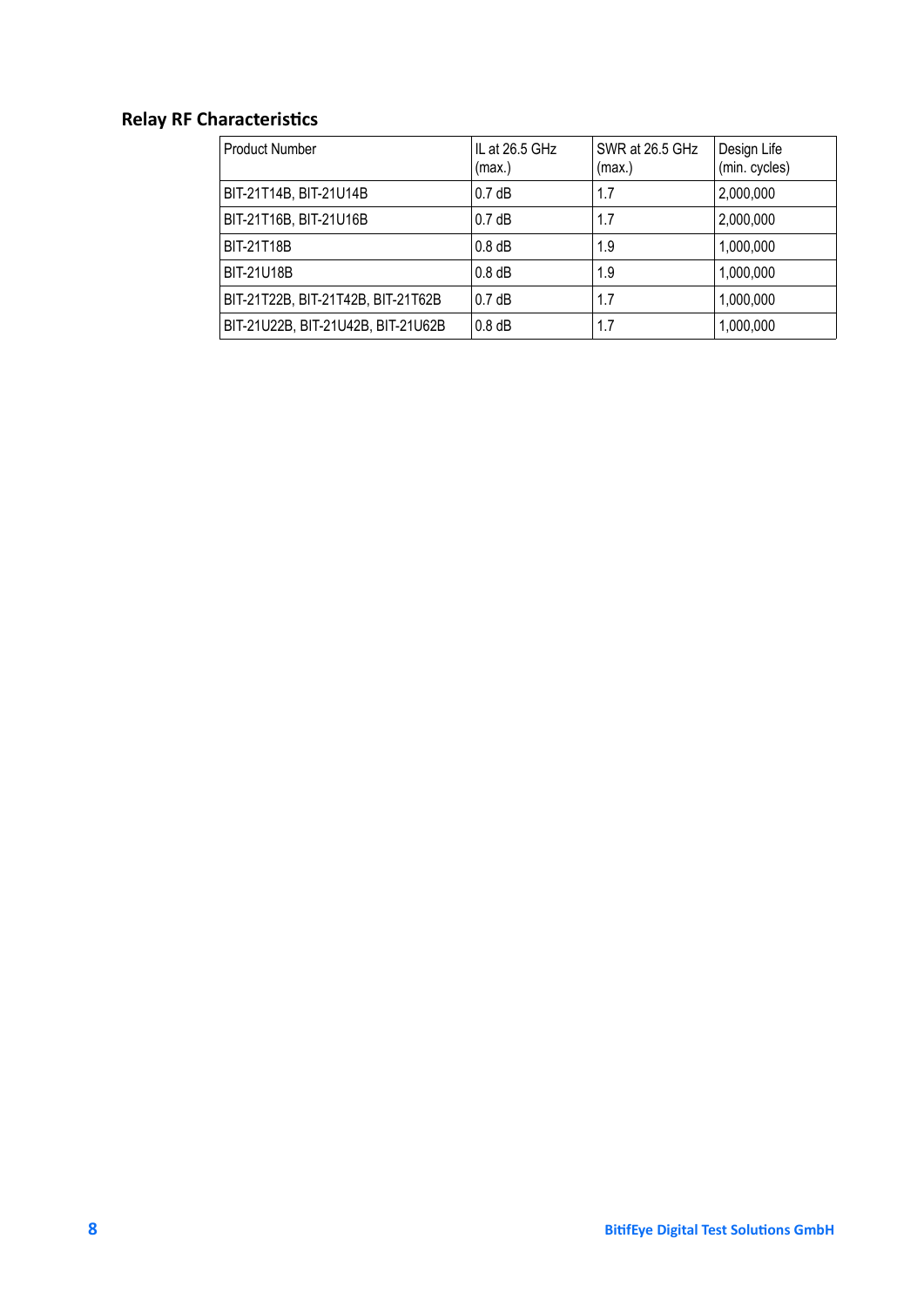## Relay RF Characteristics

| Product Number | IL at 26.5 GHz (max.) | SWR at 26.5 GHz (max.) | Design Life (min. cycles) |
|---|---|---|---|
| BIT-21T14B, BIT-21U14B | 0.7 dB | 1.7 | 2,000,000 |
| BIT-21T16B, BIT-21U16B | 0.7 dB | 1.7 | 2,000,000 |
| BIT-21T18B | 0.8 dB | 1.9 | 1,000,000 |
| BIT-21U18B | 0.8 dB | 1.9 | 1,000,000 |
| BIT-21T22B, BIT-21T42B, BIT-21T62B | 0.7 dB | 1.7 | 1,000,000 |
| BIT-21U22B, BIT-21U42B, BIT-21U62B | 0.8 dB | 1.7 | 1,000,000 |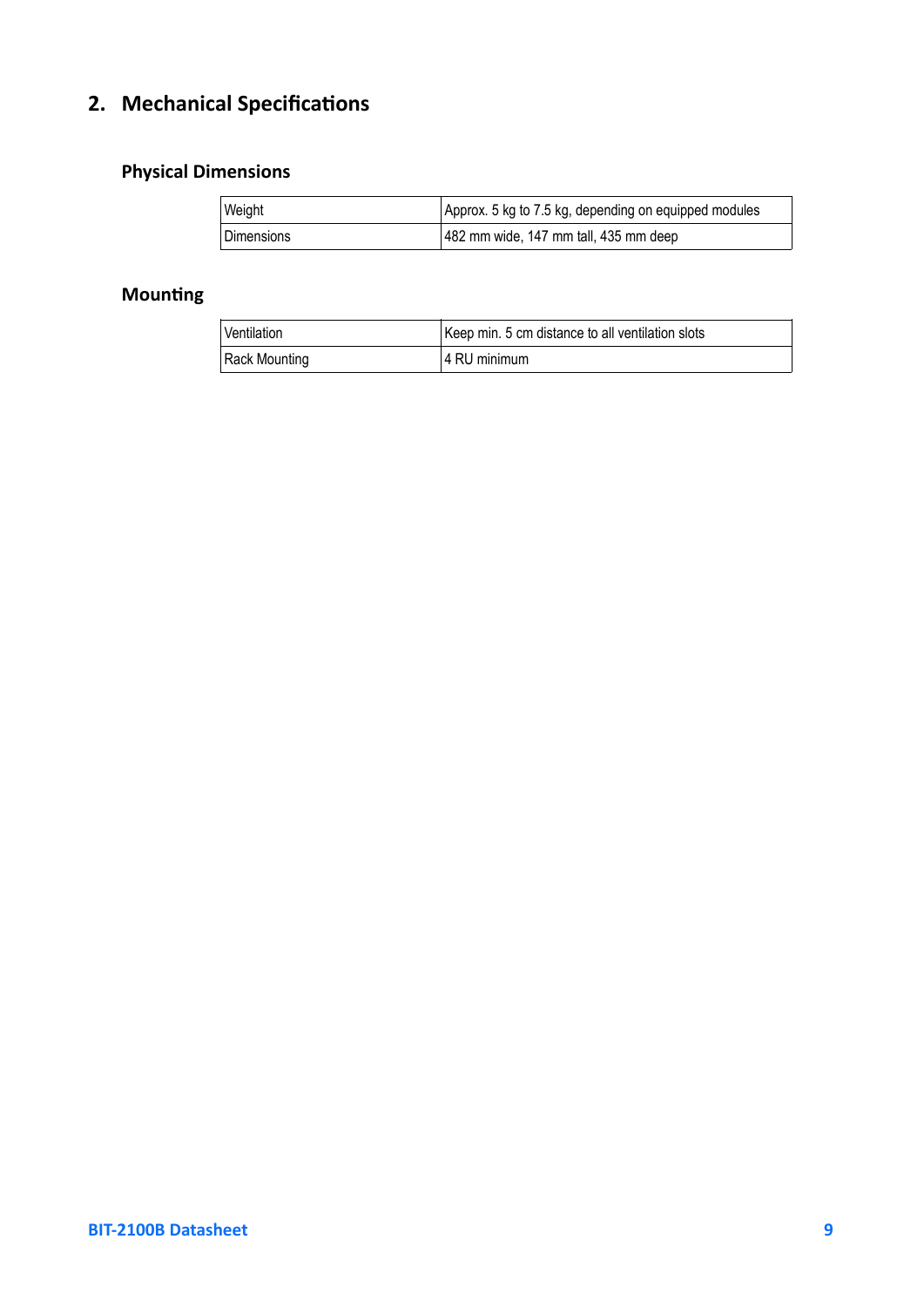## 2. Mechanical Specifications

### Physical Dimensions

| | |
|---|---|
| Weight | Approx. 5 kg to 7.5 kg, depending on equipped modules |
| Dimensions | 482 mm wide, 147 mm tall, 435 mm deep |

### Mounting

| | |
|---|---|
| Ventilation | Keep min. 5 cm distance to all ventilation slots |
| Rack Mounting | 4 RU minimum |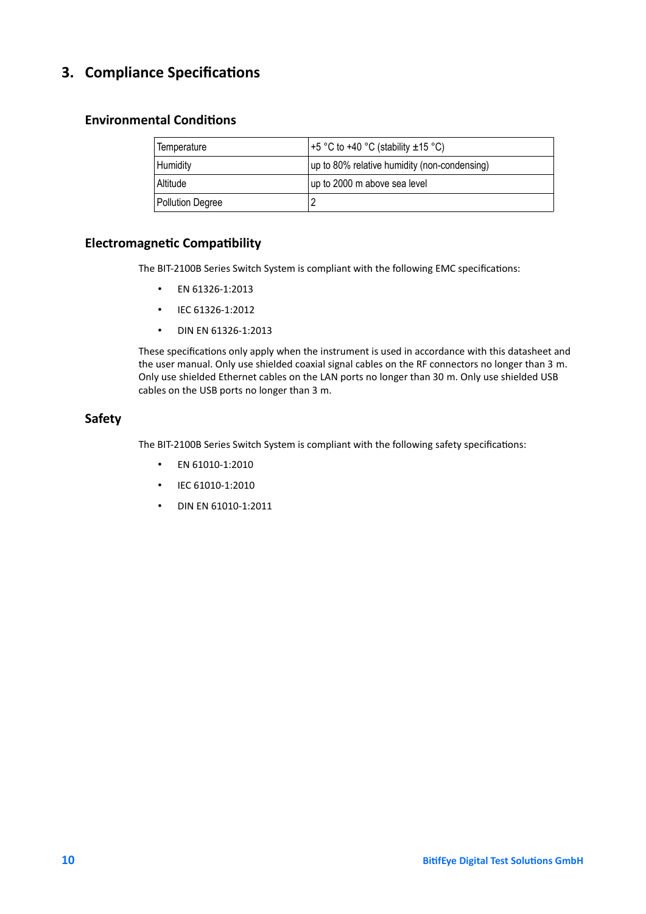# 3. Compliance Specifications

## Environmental Conditions

| Temperature | +5 °C to +40 °C (stability ±15 °C) |
|---|---|
| Humidity | up to 80% relative humidity (non-condensing) |
| Altitude | up to 2000 m above sea level |
| Pollution Degree | 2 |

## Electromagnetic Compatibility

The BIT-2100B Series Switch System is compliant with the following EMC specifications:

- EN 61326-1:2013
- IEC 61326-1:2012
- DIN EN 61326-1:2013

These specifications only apply when the instrument is used in accordance with this datasheet and the user manual. Only use shielded coaxial signal cables on the RF connectors no longer than 3 m. Only use shielded Ethernet cables on the LAN ports no longer than 30 m. Only use shielded USB cables on the USB ports no longer than 3 m.

## Safety

The BIT-2100B Series Switch System is compliant with the following safety specifications:

- EN 61010-1:2010
- IEC 61010-1:2010
- DIN EN 61010-1:2011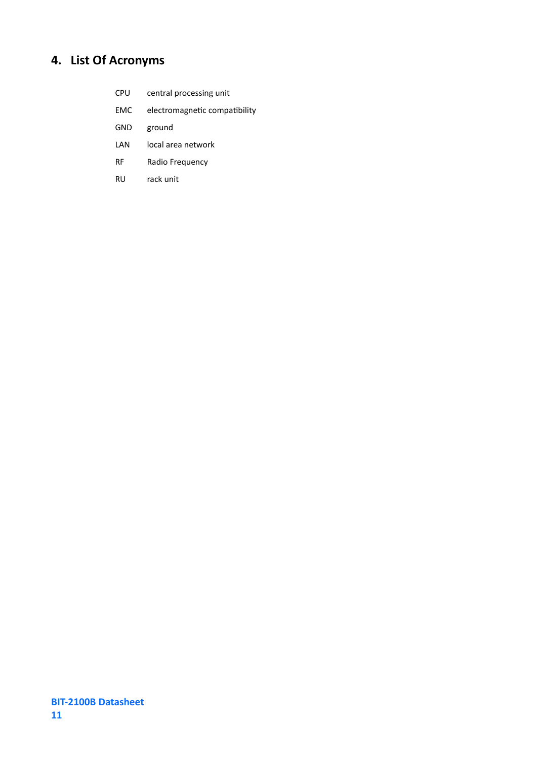## 4. List Of Acronyms

| | |
|---|---|
| CPU | central processing unit |
| EMC | electromagnetic compatibility |
| GND | ground |
| LAN | local area network |
| RF | Radio Frequency |
| RU | rack unit |